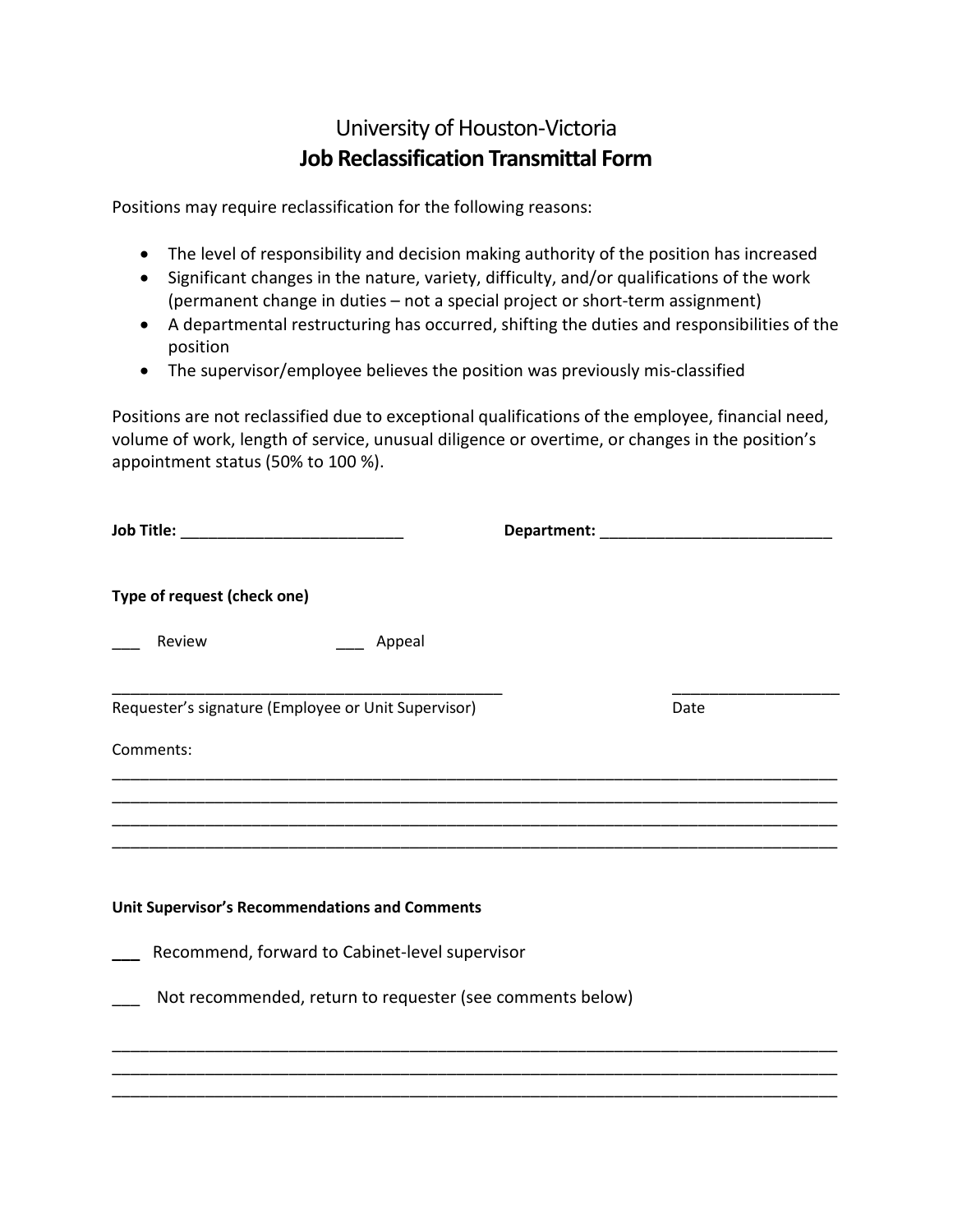# University of Houston-Victoria
## Job Reclassification Transmittal Form

Positions may require reclassification for the following reasons:

- The level of responsibility and decision making authority of the position has increased
- Significant changes in the nature, variety, difficulty, and/or qualifications of the work (permanent change in duties – not a special project or short-term assignment)
- A departmental restructuring has occurred, shifting the duties and responsibilities of the position
- The supervisor/employee believes the position was previously mis-classified

Positions are not reclassified due to exceptional qualifications of the employee, financial need, volume of work, length of service, unusual diligence or overtime, or changes in the position's appointment status (50% to 100 %).

**Job Title:** __________________________ **Department:** ___________________________

**Type of request (check one)**

___ Review ___ Appeal

_______________________________________________ ____________________
Requester's signature (Employee or Unit Supervisor) Date

Comments:
_____________________________________________________________________________________
_____________________________________________________________________________________
_____________________________________________________________________________________
_____________________________________________________________________________________

**Unit Supervisor's Recommendations and Comments**

___ Recommend, forward to Cabinet-level supervisor

___ Not recommended, return to requester (see comments below)

_____________________________________________________________________________________
_____________________________________________________________________________________
_____________________________________________________________________________________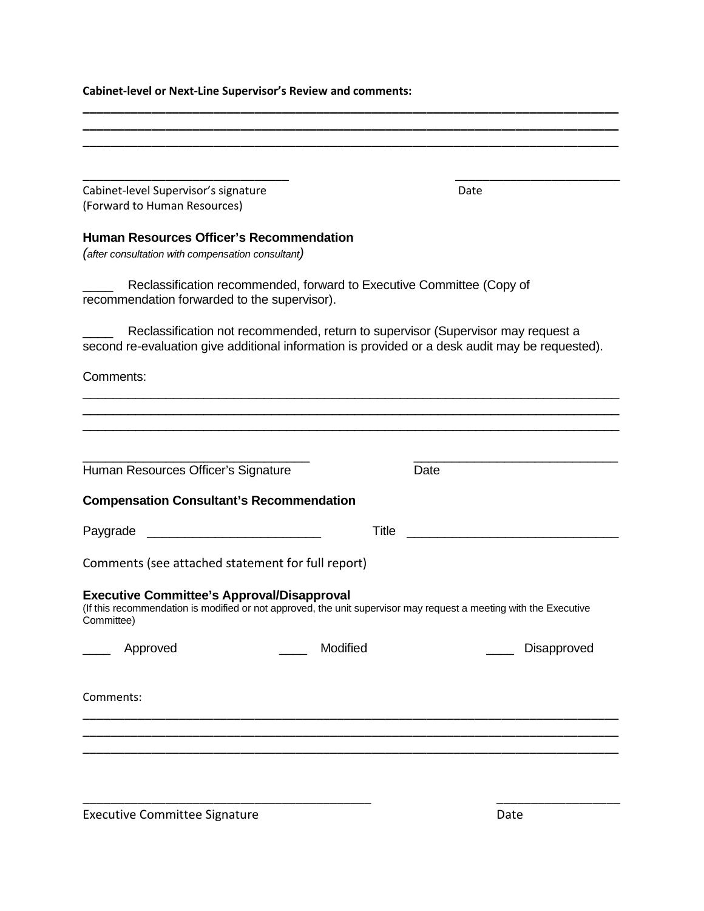**Cabinet-level or Next-Line Supervisor's Review and comments:**

______________________________________________________________________________
______________________________________________________________________________
______________________________________________________________________________

______________________________ ________________________

Cabinet-level Supervisor's signature Date
(Forward to Human Resources)

**Human Resources Officer's Recommendation**
*(after consultation with compensation consultant)*

____ Reclassification recommended, forward to Executive Committee (Copy of recommendation forwarded to the supervisor).

____ Reclassification not recommended, return to supervisor (Supervisor may request a second re-evaluation give additional information is provided or a desk audit may be requested).

Comments:

______________________________________________________________________________
______________________________________________________________________________
______________________________________________________________________________

_________________________________ ______________________________

Human Resources Officer's Signature Date

**Compensation Consultant's Recommendation**

Paygrade _________________________ Title _______________________________

Comments (see attached statement for full report)

**Executive Committee's Approval/Disapproval**
(If this recommendation is modified or not approved, the unit supervisor may request a meeting with the Executive Committee)

____ Approved ____ Modified ____ Disapproved

Comments:

______________________________________________________________________________
______________________________________________________________________________
______________________________________________________________________________

__________________________________________ __________________

Executive Committee Signature Date